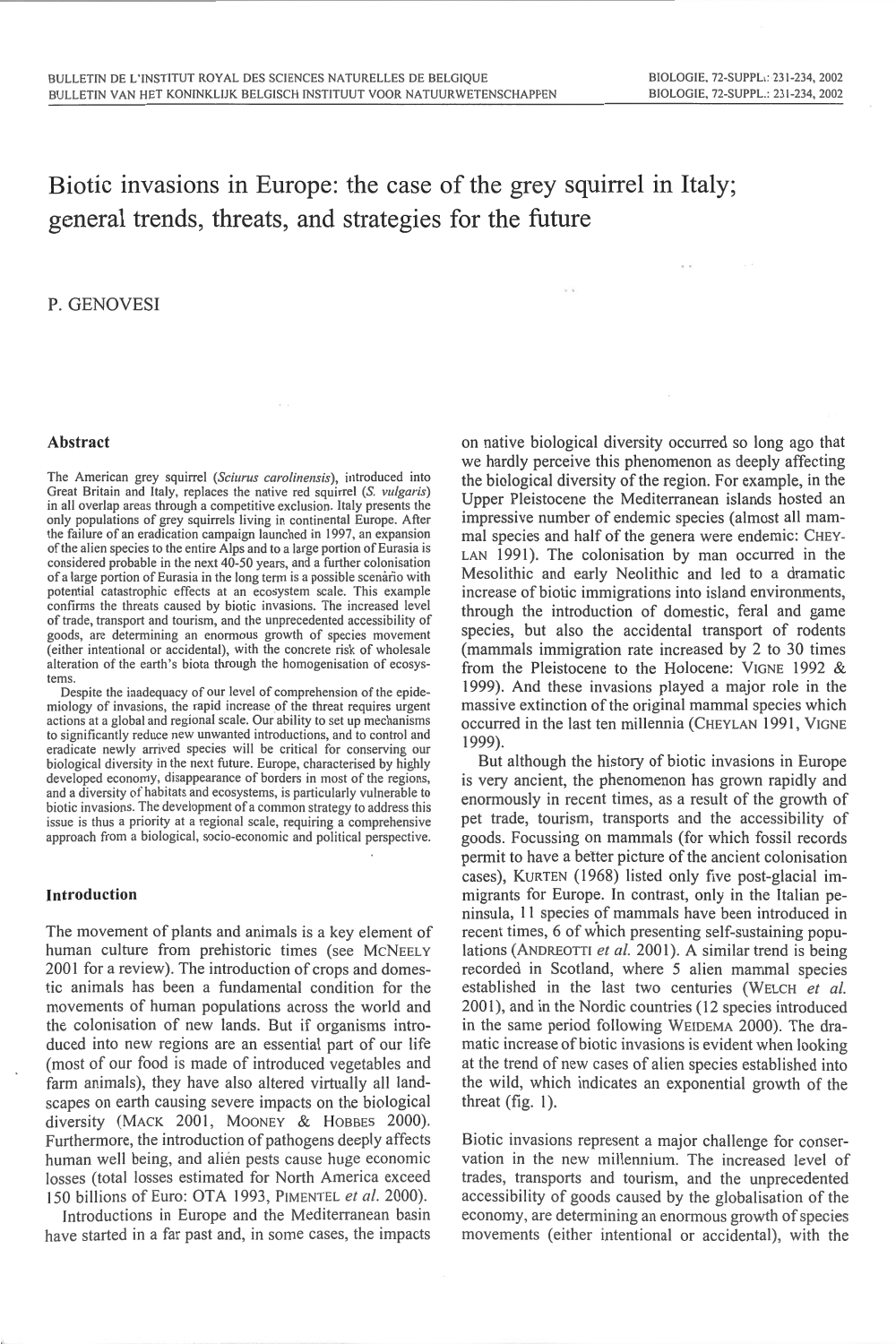# Biotic invasions in Europe: the case of the grey squirrel in Italy; general trends, threats, and strategies for the future

P. GENOVESI

## Abstract

The American grey squirrel (*Sciurus carolinensis*), introduced into Great Britain and Italy, replaces the native red squirrel (*S. vulgaris*) in all overlap areas through a competitive exclusion. Italy presents the only populations of grey squirrels living in continental Europe. After the failure of an eradication campaign launched in 1997, an expansion of the alien species to the entire Alps and to a large portion of Eurasia is considered probable in the next 40-50 years, and a further colonisation of a large portion of Eurasia in the long term is a possible scenario with potential catastrophic effects at an ecosystem scale. This example confirms the threats caused by biotic invasions. The increased level of trade, transport and tourism, and the unprecedented accessibility of goods, are determining an enormous growth of species movement (either intentional or accidental), with the concrete risk of wholesale alteration of the earth's biota through the homogenisation of ecosystems.

Despite the inadequacy of our level of comprehension of the epidemiology of invasions, the rapid increase of the threat requires urgent actions at a global and regional scale. Our ability to set up mechanisms to significantly reduce new unwanted introductions, and to control and eradicate newly arrived species will be critical for conserving our biological diversity in the next future. Europe, characterised by highly developed economy, disappearance of borders in most of the regions, and a diversity of habitats and ecosystems, is particularly vulnerable to biotic invasions. The development of a common strategy to address this issue is thus a priority at a regional scale, requiring a comprehensive approach from a biological, socio-economic and political perspective.

## Introduction

The movement of plants and animals is a key element of human culture from prehistoric times (see MCNEELY 2001 for a review). The introduction of crops and domestic animals has been a fundamental condition for the movements of human populations across the world and the colonisation of new lands. But if organisms introduced into new regions are an essential part of our life (most of our food is made of introduced vegetables and farm animals), they have also altered virtually all landscapes on earth causing severe impacts on the biological diversity (MACK 2001, MOONEY & HOBBES 2000). Furthermore, the introduction of pathogens deeply affects human well being, and alien pests cause huge economic losses (total losses estimated for North America exceed 150 billions of Euro: OTA 1993, PIMENTEL *et al.* 2000).

Introductions in Europe and the Mediterranean basin have started in a far past and, in some cases, the impacts on native biological diversity occurred so long ago that we hardly perceive this phenomenon as deeply affecting the biological diversity of the region. For example, in the Upper Pleistocene the Mediterranean islands hosted an impressive number of endemic species (almost all mammal species and half of the genera were endemic: CHEYLAN 1991). The colonisation by man occurred in the Mesolithic and early Neolithic and led to a dramatic increase of biotic immigrations into island environments, through the introduction of domestic, feral and game species, but also the accidental transport of rodents (mammals immigration rate increased by 2 to 30 times from the Pleistocene to the Holocene: VIGNE 1992 & 1999). And these invasions played a major role in the massive extinction of the original mammal species which occurred in the last ten millennia (CHEYLAN 1991, VIGNE 1999).

But although the history of biotic invasions in Europe is very ancient, the phenomenon has grown rapidly and enormously in recent times, as a result of the growth of pet trade, tourism, transports and the accessibility of goods. Focussing on mammals (for which fossil records permit to have a better picture of the ancient colonisation cases), KURTEN (1968) listed only five post-glacial immigrants for Europe. In contrast, only in the Italian peninsula, 11 species of mammals have been introduced in recent times, 6 of which presenting self-sustaining populations (ANDREOTTI *et al.* 2001). A similar trend is being recorded in Scotland, where 5 alien mammal species established in the last two centuries (WELCH *et al.* 2001), and in the Nordic countries (12 species introduced in the same period following WEIDEMA 2000). The dramatic increase of biotic invasions is evident when looking at the trend of new cases of alien species established into the wild, which indicates an exponential growth of the threat (fig. 1).

Biotic invasions represent a major challenge for conservation in the new millennium. The increased level of trades, transports and tourism, and the unprecedented accessibility of goods caused by the globalisation of the economy, are determining an enormous growth of species movements (either intentional or accidental), with the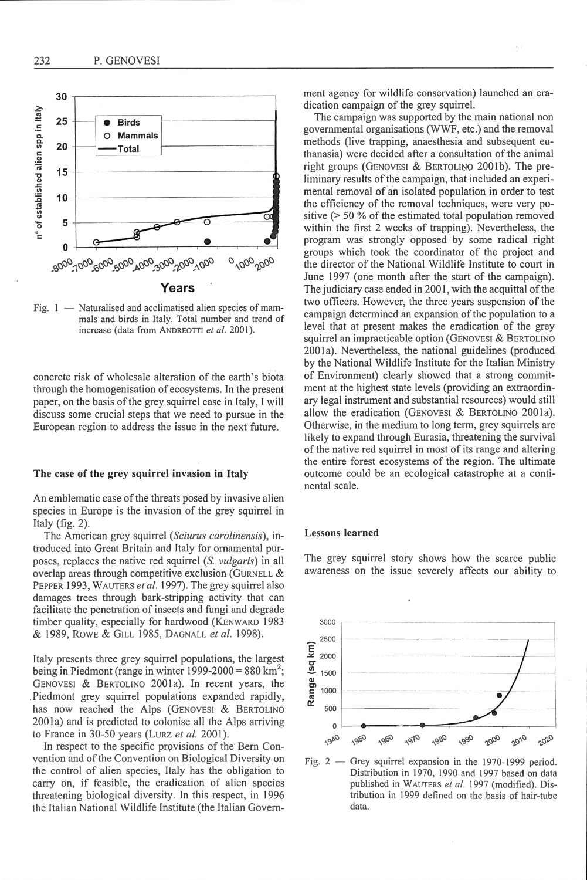Fig. 1 — Naturalised and acclimatised alien species of mammals and birds in Italy. Total number and trend of increase (data from ANDREOTTI *et al.* 2001).

concrete risk of wholesale alteration of the earth's biota through the homogenisation of ecosystems. In the present paper, on the basis of the grey squirrel case in Italy, I will discuss some crucial steps that we need to pursue in the European region to address the issue in the next future.

## The case of the grey squirrel invasion in Italy

An emblematic case of the threats posed by invasive alien species in Europe is the invasion of the grey squirrel in Italy (fig. 2).

The American grey squirrel (*Sciurus carolinensis*), introduced into Great Britain and Italy for ornamental purposes, replaces the native red squirrel (*S. vulgaris*) in all overlap areas through competitive exclusion (GURNELL & PEPPER 1993, WAUTERS *et al.* 1997). The grey squirrel also damages trees through bark-stripping activity that can facilitate the penetration of insects and fungi and degrade timber quality, especially for hardwood (KENWARD 1983 & 1989, ROWE & GILL 1985, DAGNALL *et al.* 1998).

Italy presents three grey squirrel populations, the largest being in Piedmont (range in winter 1999-2000 = 880 km$^2$; GENOVESI & BERTOLINO 2001a). In recent years, the Piedmont grey squirrel populations expanded rapidly, has now reached the Alps (GENOVESI & BERTOLINO 2001a) and is predicted to colonise all the Alps arriving to France in 30-50 years (LURZ *et al.* 2001).

In respect to the specific provisions of the Bern Convention and of the Convention on Biological Diversity on the control of alien species, Italy has the obligation to carry on, if feasible, the eradication of alien species threatening biological diversity. In this respect, in 1996 the Italian National Wildlife Institute (the Italian Government agency for wildlife conservation) launched an eradication campaign of the grey squirrel.

The campaign was supported by the main national non governmental organisations (WWF, etc.) and the removal methods (live trapping, anaesthesia and subsequent euthanasia) were decided after a consultation of the animal right groups (GENOVESI & BERTOLINO 2001b). The preliminary results of the campaign, that included an experimental removal of an isolated population in order to test the efficiency of the removal techniques, were very positive (> 50 % of the estimated total population removed within the first 2 weeks of trapping). Nevertheless, the program was strongly opposed by some radical right groups which took the coordinator of the project and the director of the National Wildlife Institute to court in June 1997 (one month after the start of the campaign). The judiciary case ended in 2001, with the acquittal of the two officers. However, the three years suspension of the campaign determined an expansion of the population to a level that at present makes the eradication of the grey squirrel an impracticable option (GENOVESI & BERTOLINO 2001a). Nevertheless, the national guidelines (produced by the National Wildlife Institute for the Italian Ministry of Environment) clearly showed that a strong commitment at the highest state levels (providing an extraordinary legal instrument and substantial resources) would still allow the eradication (GENOVESI & BERTOLINO 2001a). Otherwise, in the medium to long term, grey squirrels are likely to expand through Eurasia, threatening the survival of the native red squirrel in most of its range and altering the entire forest ecosystems of the region. The ultimate outcome could be an ecological catastrophe at a continental scale.

## Lessons learned

The grey squirrel story shows how the scarce public awareness on the issue severely affects our ability to

Fig. 2 — Grey squirrel expansion in the 1970-1999 period. Distribution in 1970, 1990 and 1997 based on data published in WAUTERS *et al.* 1997 (modified). Distribution in 1999 defined on the basis of hair-tube data.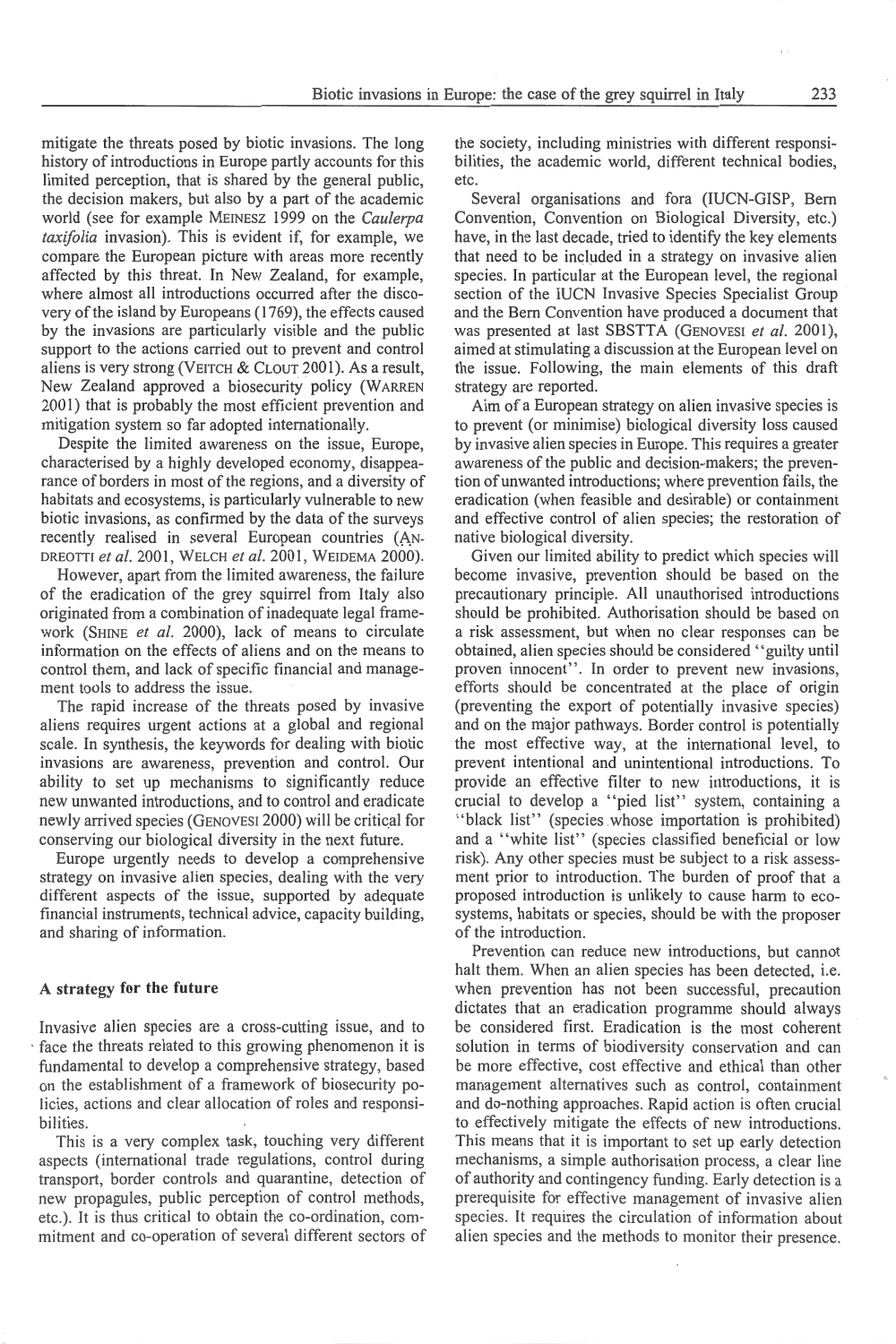mitigate the threats posed by biotic invasions. The long history of introductions in Europe partly accounts for this limited perception, that is shared by the general public, the decision makers, but also by a part of the academic world (see for example MEINESZ 1999 on the *Caulerpa taxifolia* invasion). This is evident if, for example, we compare the European picture with areas more recently affected by this threat. In New Zealand, for example, where almost all introductions occurred after the discovery of the island by Europeans (1769), the effects caused by the invasions are particularly visible and the public support to the actions carried out to prevent and control aliens is very strong (VEITCH & CLOUT 2001). As a result, New Zealand approved a biosecurity policy (WARREN 2001) that is probably the most efficient prevention and mitigation system so far adopted internationally.

Despite the limited awareness on the issue, Europe, characterised by a highly developed economy, disappearance of borders in most of the regions, and a diversity of habitats and ecosystems, is particularly vulnerable to new biotic invasions, as confirmed by the data of the surveys recently realised in several European countries (ANDREOTTI *et al.* 2001, WELCH *et al.* 2001, WEIDEMA 2000).

However, apart from the limited awareness, the failure of the eradication of the grey squirrel from Italy also originated from a combination of inadequate legal framework (SHINE *et al.* 2000), lack of means to circulate information on the effects of aliens and on the means to control them, and lack of specific financial and management tools to address the issue.

The rapid increase of the threats posed by invasive aliens requires urgent actions at a global and regional scale. In synthesis, the keywords for dealing with biotic invasions are awareness, prevention and control. Our ability to set up mechanisms to significantly reduce new unwanted introductions, and to control and eradicate newly arrived species (GENOVESI 2000) will be critical for conserving our biological diversity in the next future.

Europe urgently needs to develop a comprehensive strategy on invasive alien species, dealing with the very different aspects of the issue, supported by adequate financial instruments, technical advice, capacity building, and sharing of information.

## A strategy for the future

Invasive alien species are a cross-cutting issue, and to face the threats related to this growing phenomenon it is fundamental to develop a comprehensive strategy, based on the establishment of a framework of biosecurity policies, actions and clear allocation of roles and responsibilities.

This is a very complex task, touching very different aspects (international trade regulations, control during transport, border controls and quarantine, detection of new propagules, public perception of control methods, etc.). It is thus critical to obtain the co-ordination, commitment and co-operation of several different sectors of the society, including ministries with different responsibilities, the academic world, different technical bodies, etc.

Several organisations and fora (IUCN-GISP, Bern Convention, Convention on Biological Diversity, etc.) have, in the last decade, tried to identify the key elements that need to be included in a strategy on invasive alien species. In particular at the European level, the regional section of the IUCN Invasive Species Specialist Group and the Bern Convention have produced a document that was presented at last SBSTTA (GENOVESI *et al.* 2001), aimed at stimulating a discussion at the European level on the issue. Following, the main elements of this draft strategy are reported.

Aim of a European strategy on alien invasive species is to prevent (or minimise) biological diversity loss caused by invasive alien species in Europe. This requires a greater awareness of the public and decision-makers; the prevention of unwanted introductions; where prevention fails, the eradication (when feasible and desirable) or containment and effective control of alien species; the restoration of native biological diversity.

Given our limited ability to predict which species will become invasive, prevention should be based on the precautionary principle. All unauthorised introductions should be prohibited. Authorisation should be based on a risk assessment, but when no clear responses can be obtained, alien species should be considered "guilty until proven innocent". In order to prevent new invasions, efforts should be concentrated at the place of origin (preventing the export of potentially invasive species) and on the major pathways. Border control is potentially the most effective way, at the international level, to prevent intentional and unintentional introductions. To provide an effective filter to new introductions, it is crucial to develop a "pied list" system, containing a "black list" (species whose importation is prohibited) and a "white list" (species classified beneficial or low risk). Any other species must be subject to a risk assessment prior to introduction. The burden of proof that a proposed introduction is unlikely to cause harm to ecosystems, habitats or species, should be with the proposer of the introduction.

Prevention can reduce new introductions, but cannot halt them. When an alien species has been detected, i.e. when prevention has not been successful, precaution dictates that an eradication programme should always be considered first. Eradication is the most coherent solution in terms of biodiversity conservation and can be more effective, cost effective and ethical than other management alternatives such as control, containment and do-nothing approaches. Rapid action is often crucial to effectively mitigate the effects of new introductions. This means that it is important to set up early detection mechanisms, a simple authorisation process, a clear line of authority and contingency funding. Early detection is a prerequisite for effective management of invasive alien species. It requires the circulation of information about alien species and the methods to monitor their presence.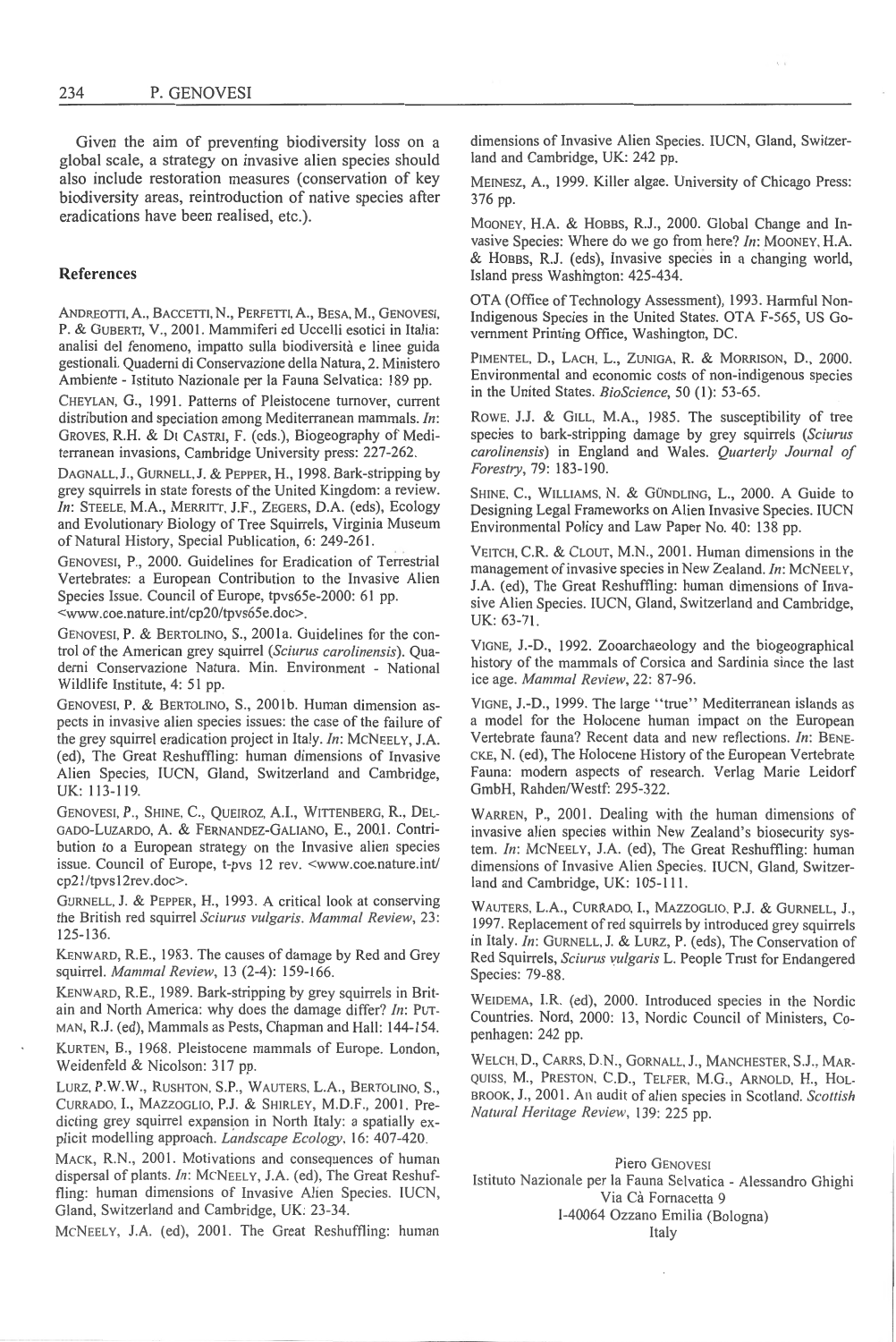Given the aim of preventing biodiversity loss on a global scale, a strategy on invasive alien species should also include restoration measures (conservation of key biodiversity areas, reintroduction of native species after eradications have been realised, etc.).

## References

ANDREOTTI, A., BACCETTI, N., PERFETTI, A., BESA, M., GENOVESI, P. & GUBERTI, V., 2001. Mammiferi ed Uccelli esotici in Italia: analisi del fenomeno, impatto sulla biodiversità e linee guida gestionali. Quaderni di Conservazione della Natura, 2. Ministero Ambiente - Istituto Nazionale per la Fauna Selvatica: 189 pp.

CHEYLAN, G., 1991. Patterns of Pleistocene turnover, current distribution and speciation among Mediterranean mammals. *In*: GROVES, R.H. & DI CASTRI, F. (eds.), Biogeography of Mediterranean invasions, Cambridge University press: 227-262.

DAGNALL, J., GURNELL, J. & PEPPER, H., 1998. Bark-stripping by grey squirrels in state forests of the United Kingdom: a review. *In*: STEELE, M.A., MERRITT, J.F., ZEGERS, D.A. (eds), Ecology and Evolutionary Biology of Tree Squirrels, Virginia Museum of Natural History, Special Publication, 6: 249-261.

GENOVESI, P., 2000. Guidelines for Eradication of Terrestrial Vertebrates: a European Contribution to the Invasive Alien Species Issue. Council of Europe, tpvs65e-2000: 61 pp. <www.coe.nature.int/cp20/tpvs65e.doc>.

GENOVESI, P. & BERTOLINO, S., 2001a. Guidelines for the control of the American grey squirrel (*Sciurus carolinensis*). Quaderni Conservazione Natura. Min. Environment - National Wildlife Institute, 4: 51 pp.

GENOVESI, P. & BERTOLINO, S., 2001b. Human dimension aspects in invasive alien species issues: the case of the failure of the grey squirrel eradication project in Italy. *In*: MCNEELY, J.A. (ed), The Great Reshuffling: human dimensions of Invasive Alien Species, IUCN, Gland, Switzerland and Cambridge, UK: 113-119.

GENOVESI, P., SHINE, C., QUEIROZ, A.I., WITTENBERG, R., DELGADO-LUZARDO, A. & FERNANDEZ-GALIANO, E., 2001. Contribution to a European strategy on the Invasive alien species issue. Council of Europe, t-pvs 12 rev. <www.coe.nature.int/cp21/tpvs12rev.doc>.

GURNELL, J. & PEPPER, H., 1993. A critical look at conserving the British red squirrel *Sciurus vulgaris*. *Mammal Review*, 23: 125-136.

KENWARD, R.E., 1983. The causes of damage by Red and Grey squirrel. *Mammal Review*, 13 (2-4): 159-166.

KENWARD, R.E., 1989. Bark-stripping by grey squirrels in Britain and North America: why does the damage differ? *In*: PUTMAN, R.J. (ed), Mammals as Pests, Chapman and Hall: 144-154.

KURTEN, B., 1968. Pleistocene mammals of Europe. London, Weidenfeld & Nicolson: 317 pp.

LURZ, P.W.W., RUSHTON, S.P., WAUTERS, L.A., BERTOLINO, S., CURRADO, I., MAZZOGLIO, P.J. & SHIRLEY, M.D.F., 2001. Predicting grey squirrel expansion in North Italy: a spatially explicit modelling approach. *Landscape Ecology*, 16: 407-420.

MACK, R.N., 2001. Motivations and consequences of human dispersal of plants. *In*: MCNEELY, J.A. (ed), The Great Reshuffling: human dimensions of Invasive Alien Species. IUCN, Gland, Switzerland and Cambridge, UK: 23-34.

MCNEELY, J.A. (ed), 2001. The Great Reshuffling: human dimensions of Invasive Alien Species. IUCN, Gland, Switzerland and Cambridge, UK: 242 pp.

MEINESZ, A., 1999. Killer algae. University of Chicago Press: 376 pp.

MOONEY, H.A. & HOBBS, R.J., 2000. Global Change and Invasive Species: Where do we go from here? *In*: MOONEY, H.A. & HOBBS, R.J. (eds), Invasive species in a changing world, Island press Washington: 425-434.

OTA (Office of Technology Assessment), 1993. Harmful Non-Indigenous Species in the United States. OTA F-565, US Government Printing Office, Washington, DC.

PIMENTEL, D., LACH, L., ZUNIGA, R. & MORRISON, D., 2000. Environmental and economic costs of non-indigenous species in the United States. *BioScience*, 50 (1): 53-65.

ROWE, J.J. & GILL, M.A., 1985. The susceptibility of tree species to bark-stripping damage by grey squirrels (*Sciurus carolinensis*) in England and Wales. *Quarterly Journal of Forestry*, 79: 183-190.

SHINE, C., WILLIAMS, N. & GÜNDLING, L., 2000. A Guide to Designing Legal Frameworks on Alien Invasive Species. IUCN Environmental Policy and Law Paper No. 40: 138 pp.

VEITCH, C.R. & CLOUT, M.N., 2001. Human dimensions in the management of invasive species in New Zealand. *In*: MCNEELY, J.A. (ed), The Great Reshuffling: human dimensions of Invasive Alien Species. IUCN, Gland, Switzerland and Cambridge, UK: 63-71.

VIGNE, J.-D., 1992. Zooarchaeology and the biogeographical history of the mammals of Corsica and Sardinia since the last ice age. *Mammal Review*, 22: 87-96.

VIGNE, J.-D., 1999. The large "true" Mediterranean islands as a model for the Holocene human impact on the European Vertebrate fauna? Recent data and new reflections. *In*: BENECKE, N. (ed), The Holocene History of the European Vertebrate Fauna: modern aspects of research. Verlag Marie Leidorf GmbH, Rahden/Westf: 295-322.

WARREN, P., 2001. Dealing with the human dimensions of invasive alien species within New Zealand's biosecurity system. *In*: MCNEELY, J.A. (ed), The Great Reshuffling: human dimensions of Invasive Alien Species. IUCN, Gland, Switzerland and Cambridge, UK: 105-111.

WAUTERS, L.A., CURRADO, I., MAZZOGLIO, P.J. & GURNELL, J., 1997. Replacement of red squirrels by introduced grey squirrels in Italy. *In*: GURNELL, J. & LURZ, P. (eds), The Conservation of Red Squirrels, *Sciurus vulgaris* L. People Trust for Endangered Species: 79-88.

WEIDEMA, I.R. (ed), 2000. Introduced species in the Nordic Countries. Nord, 2000: 13, Nordic Council of Ministers, Copenhagen: 242 pp.

WELCH, D., CARRS, D.N., GORNALL, J., MANCHESTER, S.J., MARQUISS, M., PRESTON, C.D., TELFER, M.G., ARNOLD, H., HOLBROOK, J., 2001. An audit of alien species in Scotland. *Scottish Natural Heritage Review*, 139: 225 pp.

Piero GENOVESI
Istituto Nazionale per la Fauna Selvatica - Alessandro Ghighi
Via Cà Fornacetta 9
I-40064 Ozzano Emilia (Bologna)
Italy